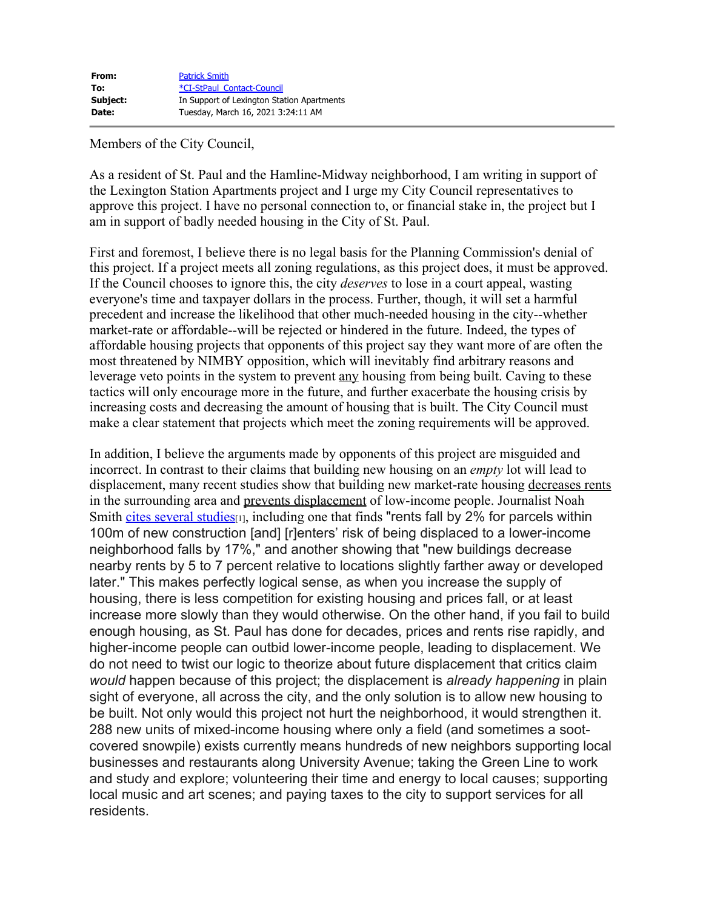| | |
|---|---|
| **From:** | Patrick Smith |
| **To:** | *CI-StPaul_Contact-Council |
| **Subject:** | In Support of Lexington Station Apartments |
| **Date:** | Tuesday, March 16, 2021 3:24:11 AM |

Members of the City Council,

As a resident of St. Paul and the Hamline-Midway neighborhood, I am writing in support of the Lexington Station Apartments project and I urge my City Council representatives to approve this project. I have no personal connection to, or financial stake in, the project but I am in support of badly needed housing in the City of St. Paul.

First and foremost, I believe there is no legal basis for the Planning Commission's denial of this project. If a project meets all zoning regulations, as this project does, it must be approved. If the Council chooses to ignore this, the city *deserves* to lose in a court appeal, wasting everyone's time and taxpayer dollars in the process. Further, though, it will set a harmful precedent and increase the likelihood that other much-needed housing in the city--whether market-rate or affordable--will be rejected or hindered in the future. Indeed, the types of affordable housing projects that opponents of this project say they want more of are often the most threatened by NIMBY opposition, which will inevitably find arbitrary reasons and leverage veto points in the system to prevent any housing from being built. Caving to these tactics will only encourage more in the future, and further exacerbate the housing crisis by increasing costs and decreasing the amount of housing that is built. The City Council must make a clear statement that projects which meet the zoning requirements will be approved.

In addition, I believe the arguments made by opponents of this project are misguided and incorrect. In contrast to their claims that building new housing on an *empty* lot will lead to displacement, many recent studies show that building new market-rate housing decreases rents in the surrounding area and prevents displacement of low-income people. Journalist Noah Smith cites several studies[1], including one that finds "rents fall by 2% for parcels within 100m of new construction [and] [r]enters' risk of being displaced to a lower-income neighborhood falls by 17%," and another showing that "new buildings decrease nearby rents by 5 to 7 percent relative to locations slightly farther away or developed later." This makes perfectly logical sense, as when you increase the supply of housing, there is less competition for existing housing and prices fall, or at least increase more slowly than they would otherwise. On the other hand, if you fail to build enough housing, as St. Paul has done for decades, prices and rents rise rapidly, and higher-income people can outbid lower-income people, leading to displacement. We do not need to twist our logic to theorize about future displacement that critics claim *would* happen because of this project; the displacement is *already happening* in plain sight of everyone, all across the city, and the only solution is to allow new housing to be built. Not only would this project not hurt the neighborhood, it would strengthen it. 288 new units of mixed-income housing where only a field (and sometimes a soot-covered snowpile) exists currently means hundreds of new neighbors supporting local businesses and restaurants along University Avenue; taking the Green Line to work and study and explore; volunteering their time and energy to local causes; supporting local music and art scenes; and paying taxes to the city to support services for all residents.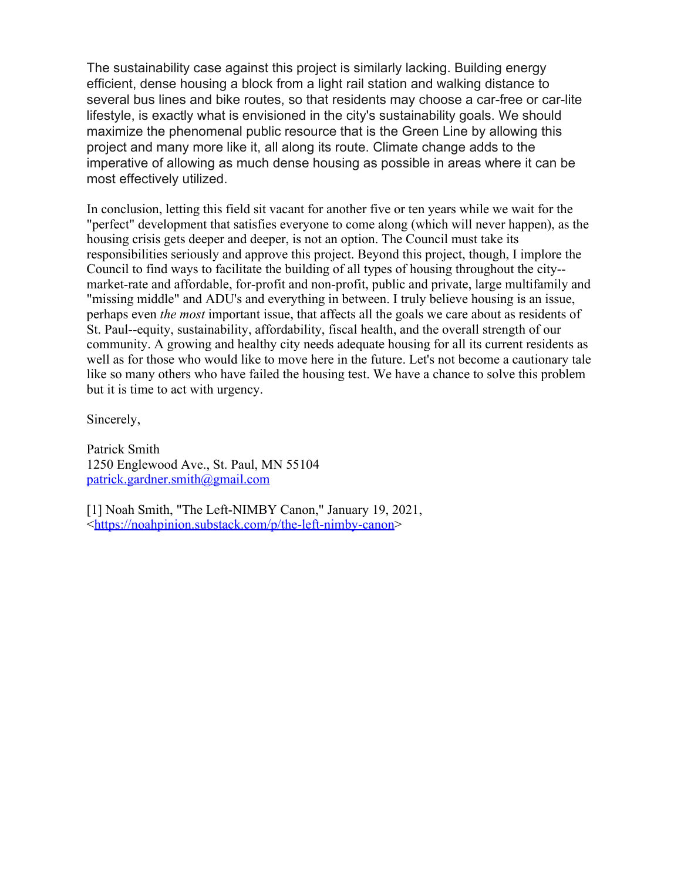The sustainability case against this project is similarly lacking. Building energy efficient, dense housing a block from a light rail station and walking distance to several bus lines and bike routes, so that residents may choose a car-free or car-lite lifestyle, is exactly what is envisioned in the city's sustainability goals. We should maximize the phenomenal public resource that is the Green Line by allowing this project and many more like it, all along its route. Climate change adds to the imperative of allowing as much dense housing as possible in areas where it can be most effectively utilized.

In conclusion, letting this field sit vacant for another five or ten years while we wait for the "perfect" development that satisfies everyone to come along (which will never happen), as the housing crisis gets deeper and deeper, is not an option. The Council must take its responsibilities seriously and approve this project. Beyond this project, though, I implore the Council to find ways to facilitate the building of all types of housing throughout the city--market-rate and affordable, for-profit and non-profit, public and private, large multifamily and "missing middle" and ADU's and everything in between. I truly believe housing is an issue, perhaps even *the most* important issue, that affects all the goals we care about as residents of St. Paul--equity, sustainability, affordability, fiscal health, and the overall strength of our community. A growing and healthy city needs adequate housing for all its current residents as well as for those who would like to move here in the future. Let's not become a cautionary tale like so many others who have failed the housing test. We have a chance to solve this problem but it is time to act with urgency.

Sincerely,

Patrick Smith
1250 Englewood Ave., St. Paul, MN 55104
patrick.gardner.smith@gmail.com

[1] Noah Smith, "The Left-NIMBY Canon," January 19, 2021, <https://noahpinion.substack.com/p/the-left-nimby-canon>